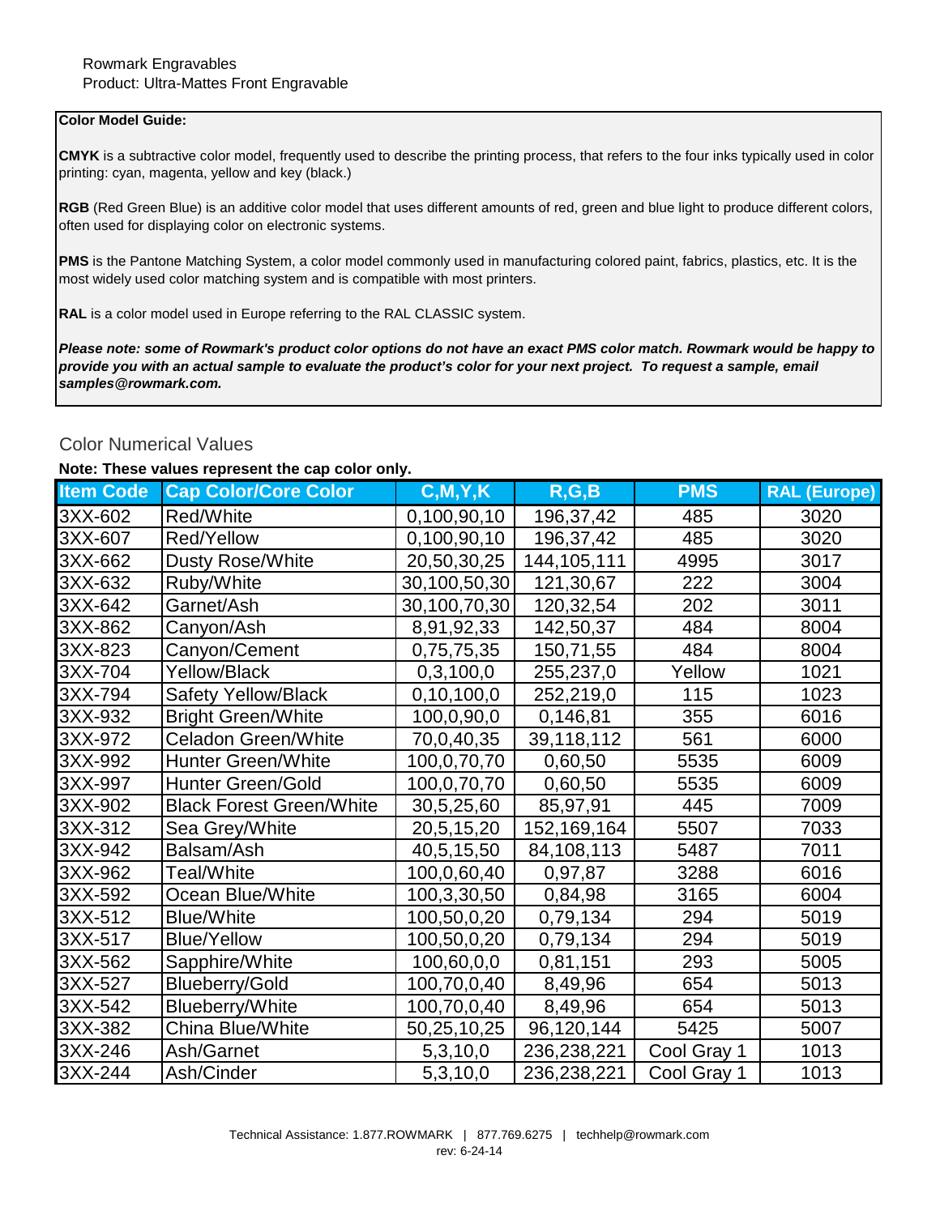Rowmark Engravables
Product: Ultra-Mattes Front Engravable

**Color Model Guide:**

**CMYK** is a subtractive color model, frequently used to describe the printing process, that refers to the four inks typically used in color printing: cyan, magenta, yellow and key (black.)

**RGB** (Red Green Blue) is an additive color model that uses different amounts of red, green and blue light to produce different colors, often used for displaying color on electronic systems.

**PMS** is the Pantone Matching System, a color model commonly used in manufacturing colored paint, fabrics, plastics, etc. It is the most widely used color matching system and is compatible with most printers.

**RAL** is a color model used in Europe referring to the RAL CLASSIC system.

***Please note: some of Rowmark's product color options do not have an exact PMS color match. Rowmark would be happy to provide you with an actual sample to evaluate the product's color for your next project. To request a sample, email samples@rowmark.com.***

## Color Numerical Values

**Note: These values represent the cap color only.**

| Item Code | Cap Color/Core Color | C,M,Y,K | R,G,B | PMS | RAL (Europe) |
|---|---|---|---|---|---|
| 3XX-602 | Red/White | 0,100,90,10 | 196,37,42 | 485 | 3020 |
| 3XX-607 | Red/Yellow | 0,100,90,10 | 196,37,42 | 485 | 3020 |
| 3XX-662 | Dusty Rose/White | 20,50,30,25 | 144,105,111 | 4995 | 3017 |
| 3XX-632 | Ruby/White | 30,100,50,30 | 121,30,67 | 222 | 3004 |
| 3XX-642 | Garnet/Ash | 30,100,70,30 | 120,32,54 | 202 | 3011 |
| 3XX-862 | Canyon/Ash | 8,91,92,33 | 142,50,37 | 484 | 8004 |
| 3XX-823 | Canyon/Cement | 0,75,75,35 | 150,71,55 | 484 | 8004 |
| 3XX-704 | Yellow/Black | 0,3,100,0 | 255,237,0 | Yellow | 1021 |
| 3XX-794 | Safety Yellow/Black | 0,10,100,0 | 252,219,0 | 115 | 1023 |
| 3XX-932 | Bright Green/White | 100,0,90,0 | 0,146,81 | 355 | 6016 |
| 3XX-972 | Celadon Green/White | 70,0,40,35 | 39,118,112 | 561 | 6000 |
| 3XX-992 | Hunter Green/White | 100,0,70,70 | 0,60,50 | 5535 | 6009 |
| 3XX-997 | Hunter Green/Gold | 100,0,70,70 | 0,60,50 | 5535 | 6009 |
| 3XX-902 | Black Forest Green/White | 30,5,25,60 | 85,97,91 | 445 | 7009 |
| 3XX-312 | Sea Grey/White | 20,5,15,20 | 152,169,164 | 5507 | 7033 |
| 3XX-942 | Balsam/Ash | 40,5,15,50 | 84,108,113 | 5487 | 7011 |
| 3XX-962 | Teal/White | 100,0,60,40 | 0,97,87 | 3288 | 6016 |
| 3XX-592 | Ocean Blue/White | 100,3,30,50 | 0,84,98 | 3165 | 6004 |
| 3XX-512 | Blue/White | 100,50,0,20 | 0,79,134 | 294 | 5019 |
| 3XX-517 | Blue/Yellow | 100,50,0,20 | 0,79,134 | 294 | 5019 |
| 3XX-562 | Sapphire/White | 100,60,0,0 | 0,81,151 | 293 | 5005 |
| 3XX-527 | Blueberry/Gold | 100,70,0,40 | 8,49,96 | 654 | 5013 |
| 3XX-542 | Blueberry/White | 100,70,0,40 | 8,49,96 | 654 | 5013 |
| 3XX-382 | China Blue/White | 50,25,10,25 | 96,120,144 | 5425 | 5007 |
| 3XX-246 | Ash/Garnet | 5,3,10,0 | 236,238,221 | Cool Gray 1 | 1013 |
| 3XX-244 | Ash/Cinder | 5,3,10,0 | 236,238,221 | Cool Gray 1 | 1013 |

Technical Assistance: 1.877.ROWMARK | 877.769.6275 | techhelp@rowmark.com
rev: 6-24-14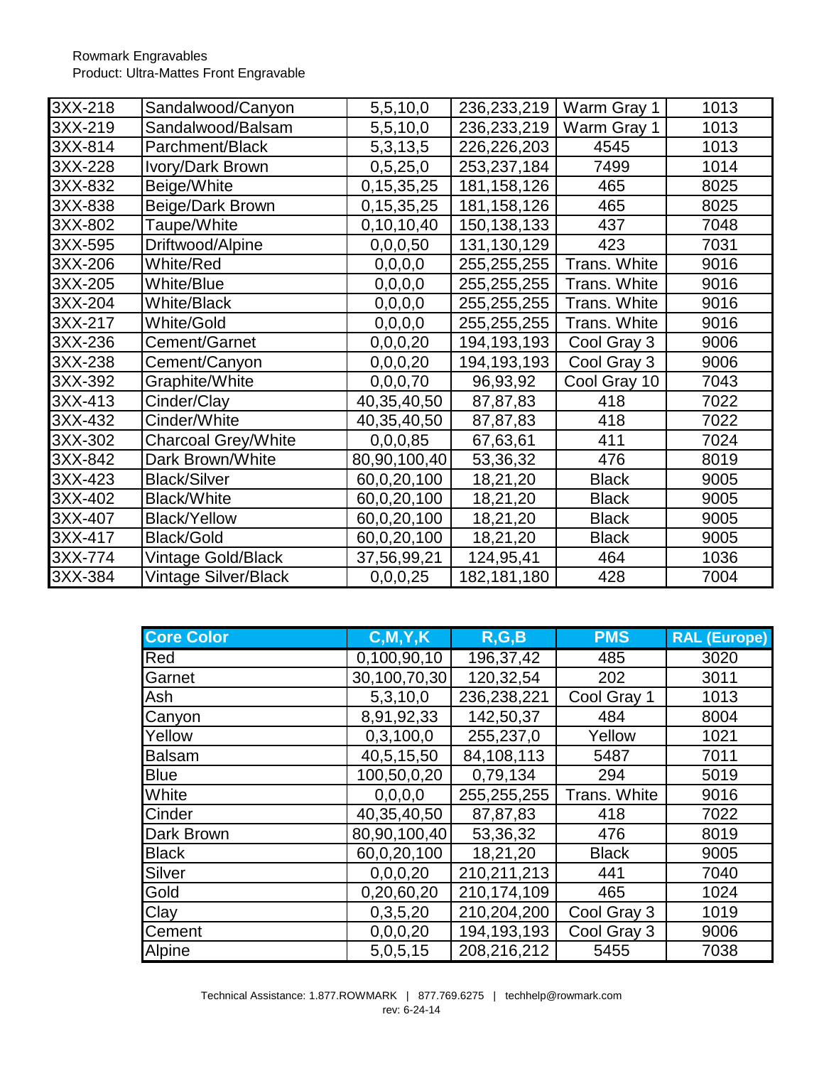Rowmark Engravables
Product: Ultra-Mattes Front Engravable

| | | | | | |
|---|---|---|---|---|---|
| 3XX-218 | Sandalwood/Canyon | 5,5,10,0 | 236,233,219 | Warm Gray 1 | 1013 |
| 3XX-219 | Sandalwood/Balsam | 5,5,10,0 | 236,233,219 | Warm Gray 1 | 1013 |
| 3XX-814 | Parchment/Black | 5,3,13,5 | 226,226,203 | 4545 | 1013 |
| 3XX-228 | Ivory/Dark Brown | 0,5,25,0 | 253,237,184 | 7499 | 1014 |
| 3XX-832 | Beige/White | 0,15,35,25 | 181,158,126 | 465 | 8025 |
| 3XX-838 | Beige/Dark Brown | 0,15,35,25 | 181,158,126 | 465 | 8025 |
| 3XX-802 | Taupe/White | 0,10,10,40 | 150,138,133 | 437 | 7048 |
| 3XX-595 | Driftwood/Alpine | 0,0,0,50 | 131,130,129 | 423 | 7031 |
| 3XX-206 | White/Red | 0,0,0,0 | 255,255,255 | Trans. White | 9016 |
| 3XX-205 | White/Blue | 0,0,0,0 | 255,255,255 | Trans. White | 9016 |
| 3XX-204 | White/Black | 0,0,0,0 | 255,255,255 | Trans. White | 9016 |
| 3XX-217 | White/Gold | 0,0,0,0 | 255,255,255 | Trans. White | 9016 |
| 3XX-236 | Cement/Garnet | 0,0,0,20 | 194,193,193 | Cool Gray 3 | 9006 |
| 3XX-238 | Cement/Canyon | 0,0,0,20 | 194,193,193 | Cool Gray 3 | 9006 |
| 3XX-392 | Graphite/White | 0,0,0,70 | 96,93,92 | Cool Gray 10 | 7043 |
| 3XX-413 | Cinder/Clay | 40,35,40,50 | 87,87,83 | 418 | 7022 |
| 3XX-432 | Cinder/White | 40,35,40,50 | 87,87,83 | 418 | 7022 |
| 3XX-302 | Charcoal Grey/White | 0,0,0,85 | 67,63,61 | 411 | 7024 |
| 3XX-842 | Dark Brown/White | 80,90,100,40 | 53,36,32 | 476 | 8019 |
| 3XX-423 | Black/Silver | 60,0,20,100 | 18,21,20 | Black | 9005 |
| 3XX-402 | Black/White | 60,0,20,100 | 18,21,20 | Black | 9005 |
| 3XX-407 | Black/Yellow | 60,0,20,100 | 18,21,20 | Black | 9005 |
| 3XX-417 | Black/Gold | 60,0,20,100 | 18,21,20 | Black | 9005 |
| 3XX-774 | Vintage Gold/Black | 37,56,99,21 | 124,95,41 | 464 | 1036 |
| 3XX-384 | Vintage Silver/Black | 0,0,0,25 | 182,181,180 | 428 | 7004 |

| Core Color | C,M,Y,K | R,G,B | PMS | RAL (Europe) |
|---|---|---|---|---|
| Red | 0,100,90,10 | 196,37,42 | 485 | 3020 |
| Garnet | 30,100,70,30 | 120,32,54 | 202 | 3011 |
| Ash | 5,3,10,0 | 236,238,221 | Cool Gray 1 | 1013 |
| Canyon | 8,91,92,33 | 142,50,37 | 484 | 8004 |
| Yellow | 0,3,100,0 | 255,237,0 | Yellow | 1021 |
| Balsam | 40,5,15,50 | 84,108,113 | 5487 | 7011 |
| Blue | 100,50,0,20 | 0,79,134 | 294 | 5019 |
| White | 0,0,0,0 | 255,255,255 | Trans. White | 9016 |
| Cinder | 40,35,40,50 | 87,87,83 | 418 | 7022 |
| Dark Brown | 80,90,100,40 | 53,36,32 | 476 | 8019 |
| Black | 60,0,20,100 | 18,21,20 | Black | 9005 |
| Silver | 0,0,0,20 | 210,211,213 | 441 | 7040 |
| Gold | 0,20,60,20 | 210,174,109 | 465 | 1024 |
| Clay | 0,3,5,20 | 210,204,200 | Cool Gray 3 | 1019 |
| Cement | 0,0,0,20 | 194,193,193 | Cool Gray 3 | 9006 |
| Alpine | 5,0,5,15 | 208,216,212 | 5455 | 7038 |

Technical Assistance: 1.877.ROWMARK | 877.769.6275 | techhelp@rowmark.com
rev: 6-24-14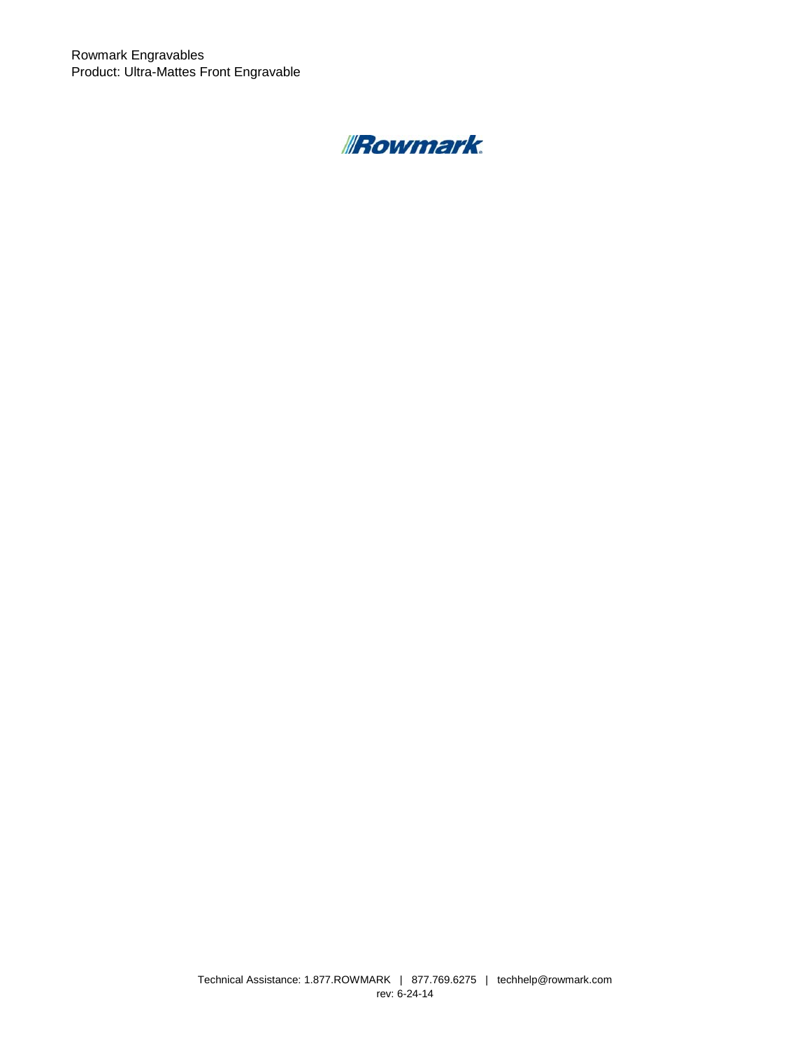Rowmark